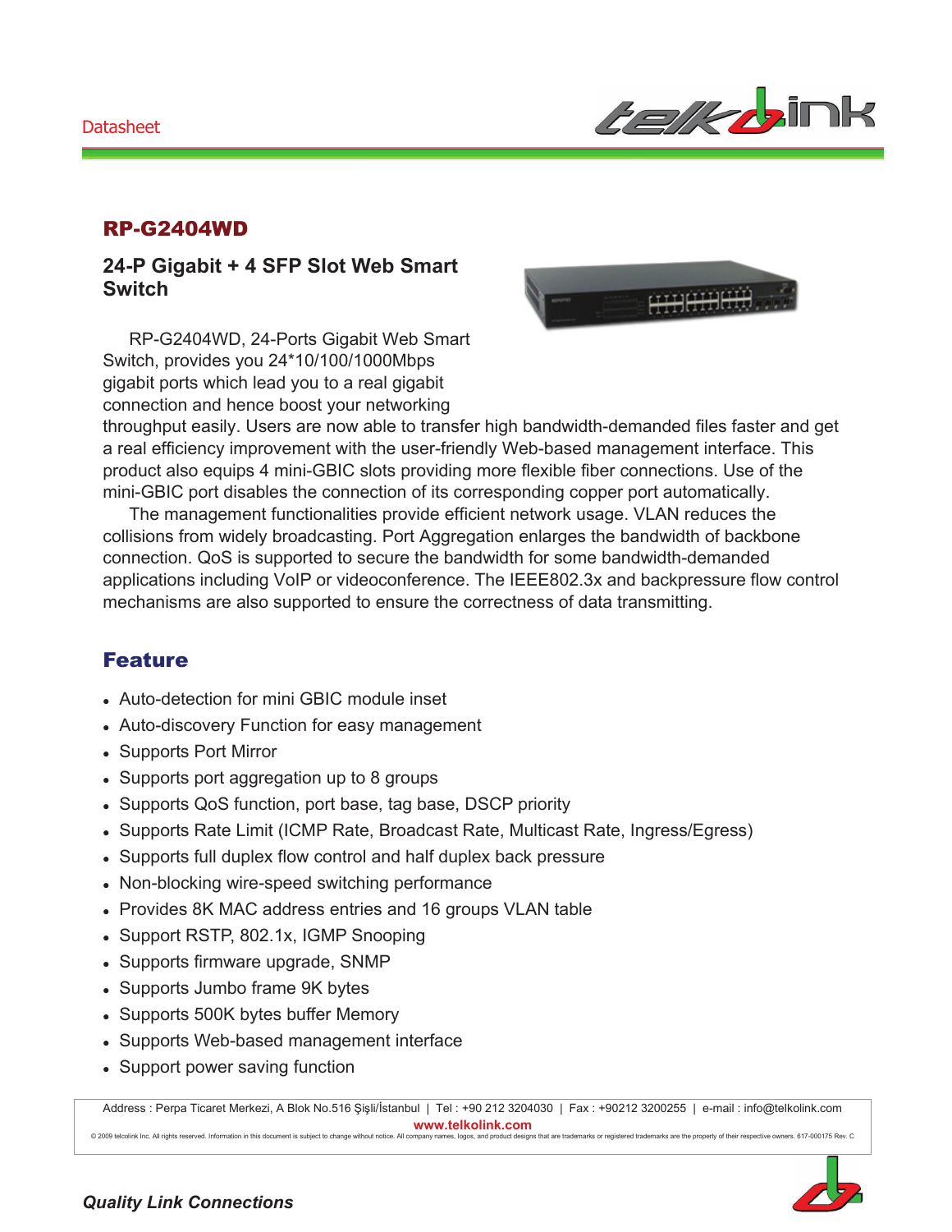# RP-G2404WD

## 24-P Gigabit + 4 SFP Slot Web Smart Switch

RP-G2404WD, 24-Ports Gigabit Web Smart Switch, provides you 24*10/100/1000Mbps gigabit ports which lead you to a real gigabit connection and hence boost your networking throughput easily. Users are now able to transfer high bandwidth-demanded files faster and get a real efficiency improvement with the user-friendly Web-based management interface. This product also equips 4 mini-GBIC slots providing more flexible fiber connections. Use of the mini-GBIC port disables the connection of its corresponding copper port automatically.

The management functionalities provide efficient network usage. VLAN reduces the collisions from widely broadcasting. Port Aggregation enlarges the bandwidth of backbone connection. QoS is supported to secure the bandwidth for some bandwidth-demanded applications including VoIP or videoconference. The IEEE802.3x and backpressure flow control mechanisms are also supported to ensure the correctness of data transmitting.

## Feature

- Auto-detection for mini GBIC module inset
- Auto-discovery Function for easy management
- Supports Port Mirror
- Supports port aggregation up to 8 groups
- Supports QoS function, port base, tag base, DSCP priority
- Supports Rate Limit (ICMP Rate, Broadcast Rate, Multicast Rate, Ingress/Egress)
- Supports full duplex flow control and half duplex back pressure
- Non-blocking wire-speed switching performance
- Provides 8K MAC address entries and 16 groups VLAN table
- Support RSTP, 802.1x, IGMP Snooping
- Supports firmware upgrade, SNMP
- Supports Jumbo frame 9K bytes
- Supports 500K bytes buffer Memory
- Supports Web-based management interface
- Support power saving function

Address : Perpa Ticaret Merkezi, A Blok No.516 Şişli/İstanbul | Tel : +90 212 3204030 | Fax : +90212 3200255 | e-mail : info@telkolink.com

**www.telkolink.com**

© 2009 telcolink Inc. All rights reserved. Information in this document is subject to change without notice. All company names, logos, and product designs that are trademarks or registered trademarks are the property of their respective owners. 617-000175 Rev. C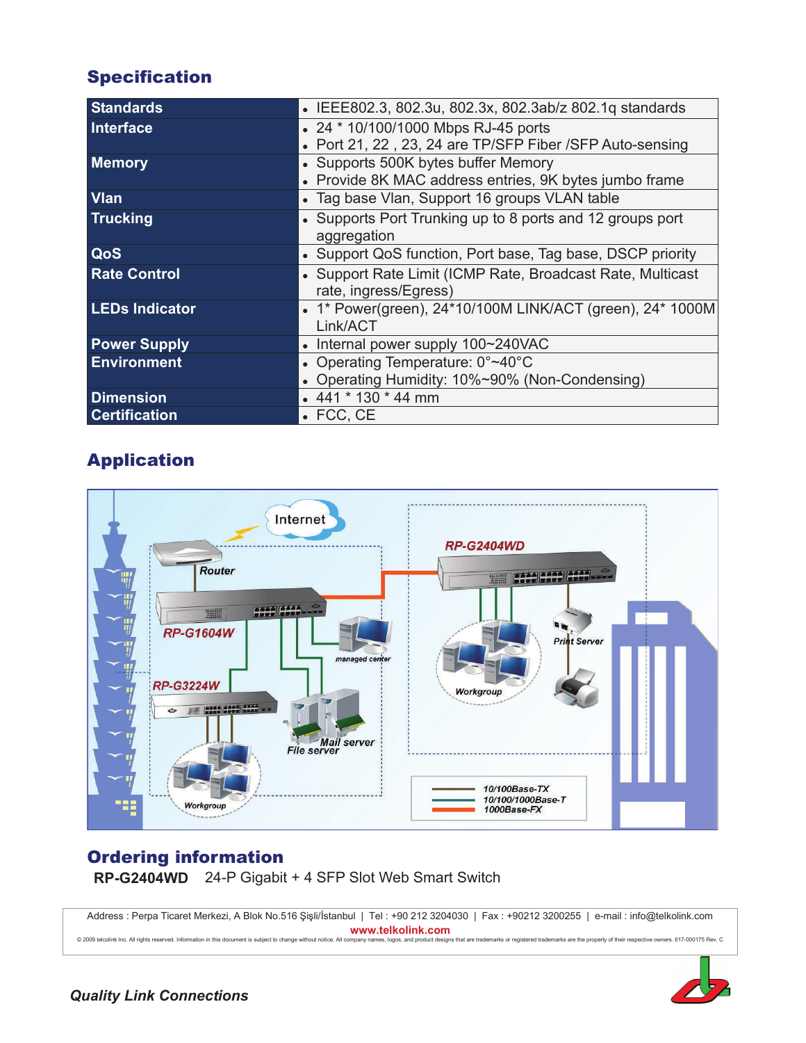## Specification

| | |
|---|---|
| **Standards** | • IEEE802.3, 802.3u, 802.3x, 802.3ab/z 802.1q standards |
| **Interface** | • 24 * 10/100/1000 Mbps RJ-45 ports<br>• Port 21, 22 , 23, 24 are TP/SFP Fiber /SFP Auto-sensing |
| **Memory** | • Supports 500K bytes buffer Memory<br>• Provide 8K MAC address entries, 9K bytes jumbo frame |
| **Vlan** | • Tag base Vlan, Support 16 groups VLAN table |
| **Trucking** | • Supports Port Trunking up to 8 ports and 12 groups port aggregation |
| **QoS** | • Support QoS function, Port base, Tag base, DSCP priority |
| **Rate Control** | • Support Rate Limit (ICMP Rate, Broadcast Rate, Multicast rate, ingress/Egress) |
| **LEDs Indicator** | • 1* Power(green), 24*10/100M LINK/ACT (green), 24* 1000M Link/ACT |
| **Power Supply** | • Internal power supply 100~240VAC |
| **Environment** | • Operating Temperature: 0°~40°C<br>• Operating Humidity: 10%~90% (Non-Condensing) |
| **Dimension** | • 441 * 130 * 44 mm |
| **Certification** | • FCC, CE |

## Application

Internet
Router
RP-G1604W
RP-G3224W
managed center
Mail server
File server
Workgroup
RP-G2404WD
Print Server
Workgroup
10/100Base-TX
10/100/1000Base-T
1000Base-FX

## Ordering information

**RP-G2404WD** 24-P Gigabit + 4 SFP Slot Web Smart Switch

Address : Perpa Ticaret Merkezi, A Blok No.516 Şişli/İstanbul | Tel : +90 212 3204030 | Fax : +90212 3200255 | e-mail : info@telkolink.com

www.telkolink.com

© 2009 telcolink Inc. All rights reserved. Information in this document is subject to change without notice. All company names, logos, and product designs that are trademarks or registered trademarks are the property of their respective owners. 617-000175 Rev. C

*Quality Link Connections*